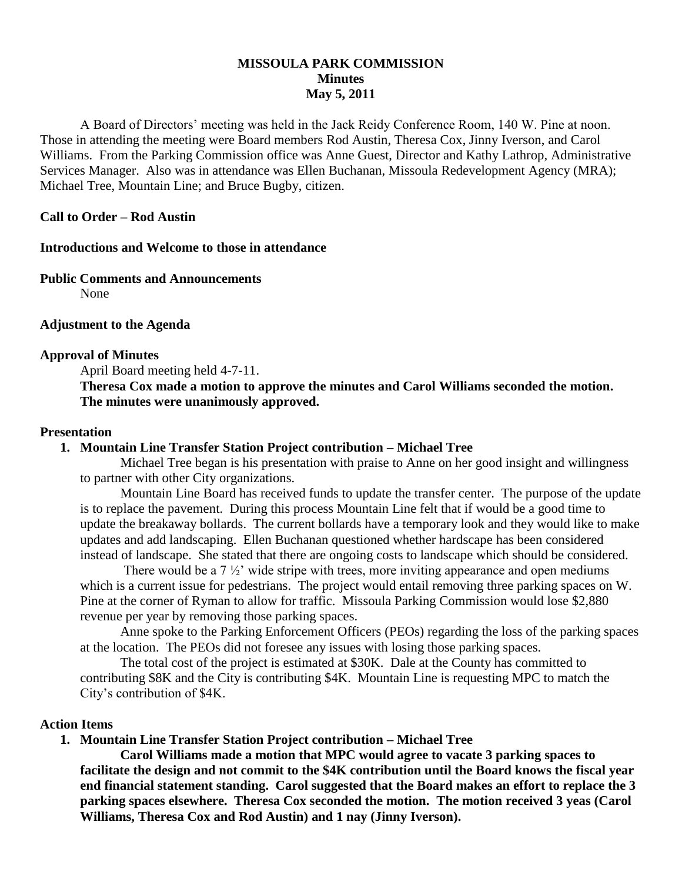# MISSOULA PARK COMMISSION
## Minutes
## May 5, 2011

A Board of Directors' meeting was held in the Jack Reidy Conference Room, 140 W. Pine at noon. Those in attending the meeting were Board members Rod Austin, Theresa Cox, Jinny Iverson, and Carol Williams. From the Parking Commission office was Anne Guest, Director and Kathy Lathrop, Administrative Services Manager. Also was in attendance was Ellen Buchanan, Missoula Redevelopment Agency (MRA); Michael Tree, Mountain Line; and Bruce Bugby, citizen.

**Call to Order – Rod Austin**

**Introductions and Welcome to those in attendance**

**Public Comments and Announcements**

None

**Adjustment to the Agenda**

**Approval of Minutes**

April Board meeting held 4-7-11.

**Theresa Cox made a motion to approve the minutes and Carol Williams seconded the motion. The minutes were unanimously approved.**

**Presentation**

1. **Mountain Line Transfer Station Project contribution – Michael Tree**

   Michael Tree began is his presentation with praise to Anne on her good insight and willingness to partner with other City organizations.

   Mountain Line Board has received funds to update the transfer center. The purpose of the update is to replace the pavement. During this process Mountain Line felt that if would be a good time to update the breakaway bollards. The current bollards have a temporary look and they would like to make updates and add landscaping. Ellen Buchanan questioned whether hardscape has been considered instead of landscape. She stated that there are ongoing costs to landscape which should be considered.

   There would be a 7 ½' wide stripe with trees, more inviting appearance and open mediums which is a current issue for pedestrians. The project would entail removing three parking spaces on W. Pine at the corner of Ryman to allow for traffic. Missoula Parking Commission would lose $2,880 revenue per year by removing those parking spaces.

   Anne spoke to the Parking Enforcement Officers (PEOs) regarding the loss of the parking spaces at the location. The PEOs did not foresee any issues with losing those parking spaces.

   The total cost of the project is estimated at $30K. Dale at the County has committed to contributing $8K and the City is contributing $4K. Mountain Line is requesting MPC to match the City's contribution of $4K.

**Action Items**

1. **Mountain Line Transfer Station Project contribution – Michael Tree**

   **Carol Williams made a motion that MPC would agree to vacate 3 parking spaces to facilitate the design and not commit to the $4K contribution until the Board knows the fiscal year end financial statement standing. Carol suggested that the Board makes an effort to replace the 3 parking spaces elsewhere. Theresa Cox seconded the motion. The motion received 3 yeas (Carol Williams, Theresa Cox and Rod Austin) and 1 nay (Jinny Iverson).**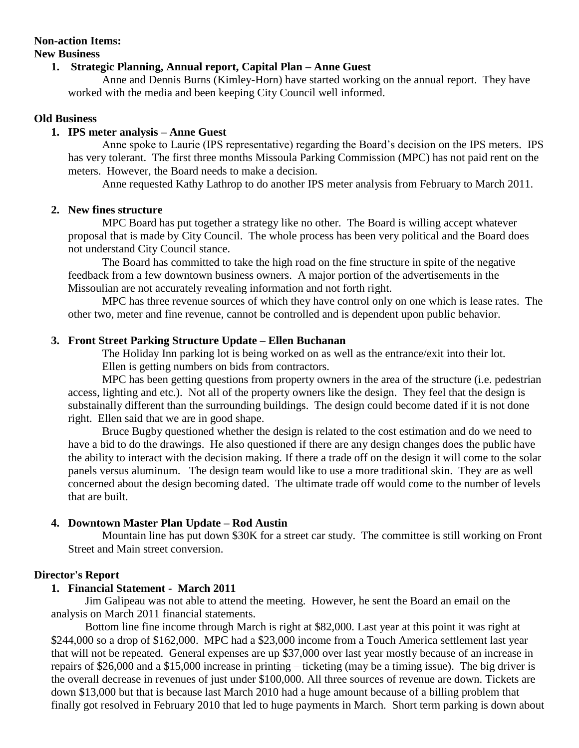**Non-action Items:**

**New Business**

1. **Strategic Planning, Annual report, Capital Plan – Anne Guest**

   Anne and Dennis Burns (Kimley-Horn) have started working on the annual report. They have worked with the media and been keeping City Council well informed.

**Old Business**

1. **IPS meter analysis – Anne Guest**

   Anne spoke to Laurie (IPS representative) regarding the Board's decision on the IPS meters. IPS has very tolerant. The first three months Missoula Parking Commission (MPC) has not paid rent on the meters. However, the Board needs to make a decision.

   Anne requested Kathy Lathrop to do another IPS meter analysis from February to March 2011.

2. **New fines structure**

   MPC Board has put together a strategy like no other. The Board is willing accept whatever proposal that is made by City Council. The whole process has been very political and the Board does not understand City Council stance.

   The Board has committed to take the high road on the fine structure in spite of the negative feedback from a few downtown business owners. A major portion of the advertisements in the Missoulian are not accurately revealing information and not forth right.

   MPC has three revenue sources of which they have control only on one which is lease rates. The other two, meter and fine revenue, cannot be controlled and is dependent upon public behavior.

3. **Front Street Parking Structure Update – Ellen Buchanan**

   The Holiday Inn parking lot is being worked on as well as the entrance/exit into their lot.

   Ellen is getting numbers on bids from contractors.

   MPC has been getting questions from property owners in the area of the structure (i.e. pedestrian access, lighting and etc.). Not all of the property owners like the design. They feel that the design is substainally different than the surrounding buildings. The design could become dated if it is not done right. Ellen said that we are in good shape.

   Bruce Bugby questioned whether the design is related to the cost estimation and do we need to have a bid to do the drawings. He also questioned if there are any design changes does the public have the ability to interact with the decision making. If there a trade off on the design it will come to the solar panels versus aluminum. The design team would like to use a more traditional skin. They are as well concerned about the design becoming dated. The ultimate trade off would come to the number of levels that are built.

4. **Downtown Master Plan Update – Rod Austin**

   Mountain line has put down $30K for a street car study. The committee is still working on Front Street and Main street conversion.

**Director's Report**

1. **Financial Statement - March 2011**

   Jim Galipeau was not able to attend the meeting. However, he sent the Board an email on the analysis on March 2011 financial statements.

   Bottom line fine income through March is right at $82,000. Last year at this point it was right at $244,000 so a drop of $162,000. MPC had a $23,000 income from a Touch America settlement last year that will not be repeated. General expenses are up $37,000 over last year mostly because of an increase in repairs of $26,000 and a $15,000 increase in printing – ticketing (may be a timing issue). The big driver is the overall decrease in revenues of just under $100,000. All three sources of revenue are down. Tickets are down $13,000 but that is because last March 2010 had a huge amount because of a billing problem that finally got resolved in February 2010 that led to huge payments in March. Short term parking is down about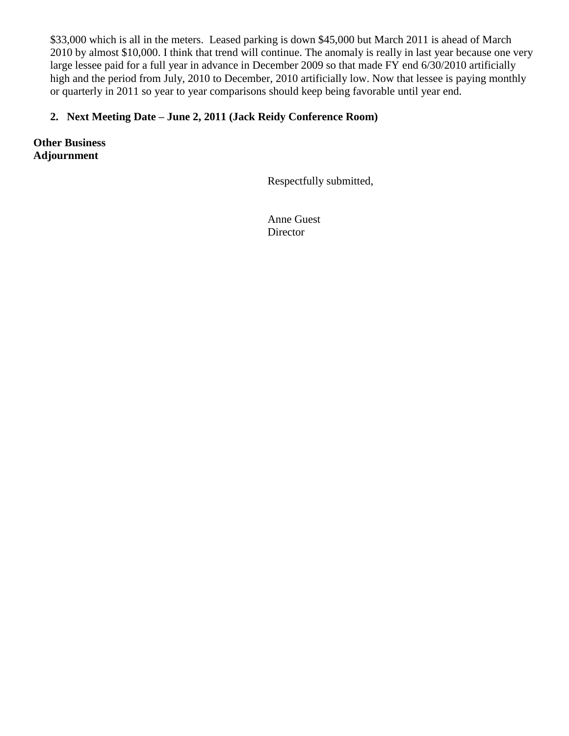$33,000 which is all in the meters. Leased parking is down $45,000 but March 2011 is ahead of March 2010 by almost $10,000. I think that trend will continue. The anomaly is really in last year because one very large lessee paid for a full year in advance in December 2009 so that made FY end 6/30/2010 artificially high and the period from July, 2010 to December, 2010 artificially low. Now that lessee is paying monthly or quarterly in 2011 so year to year comparisons should keep being favorable until year end.

2. **Next Meeting Date – June 2, 2011 (Jack Reidy Conference Room)**

**Other Business**
**Adjournment**

Respectfully submitted,

Anne Guest
Director